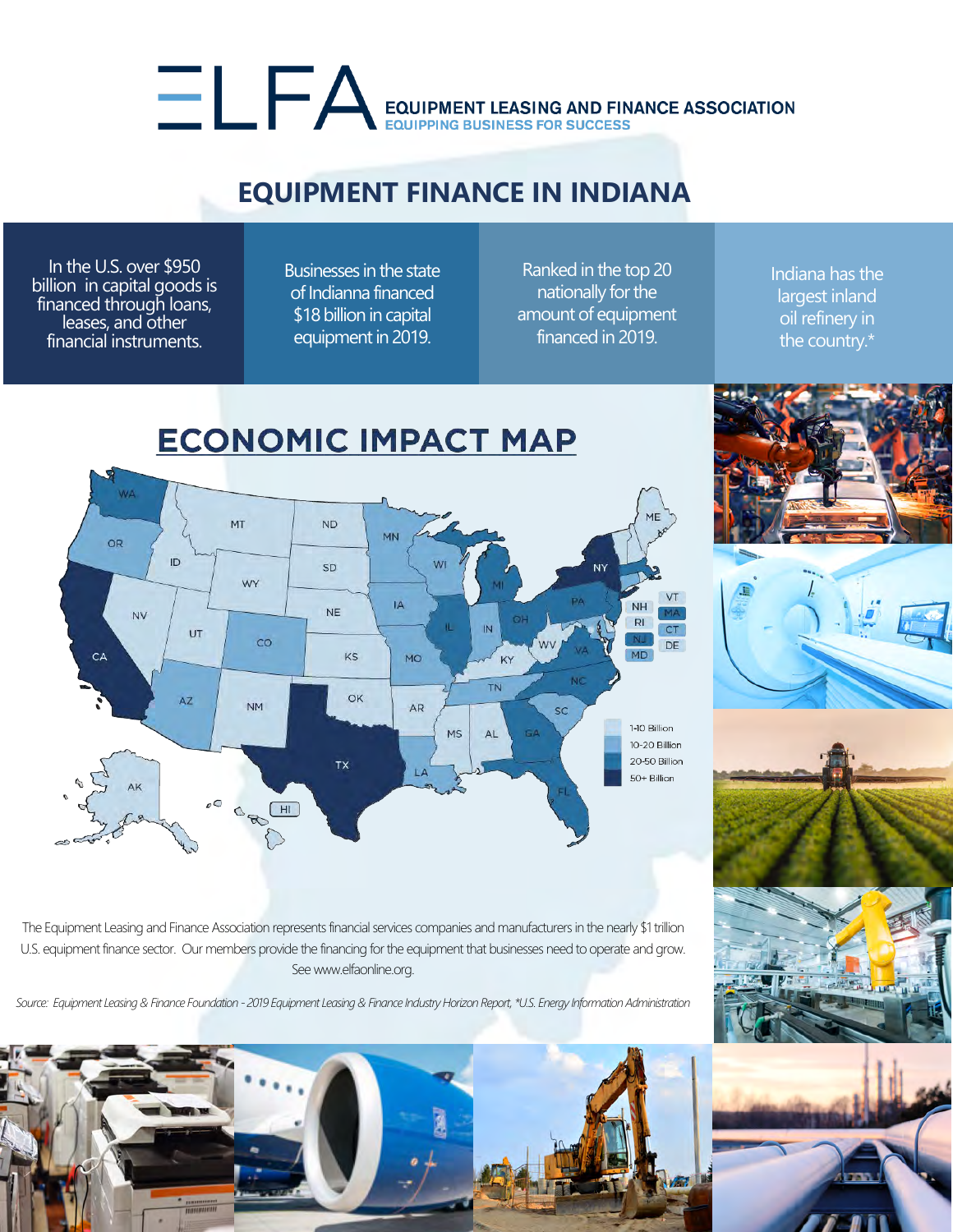# ELFA EQUIPMENT LEASING AND FINANCE ASSOCIATION

EQUIPPING BUSINESS FOR SUCCESS

## EQUIPMENT FINANCE IN INDIANA

In the U.S. over $950 billion in capital goods is financed through loans, leases, and other financial instruments.

Businesses in the state of Indianna financed $18 billion in capital equipment in 2019.

Ranked in the top 20 nationally for the amount of equipment financed in 2019.

Indiana has the largest inland oil refinery in the country.*

## ECONOMIC IMPACT MAP

WA, OR, CA, ID, NV, MT, WY, UT, AZ, CO, NM, ND, SD, NE, KS, OK, TX, MN, IA, MO, AR, LA, WI, IL, MI, IN, OH, KY, TN, MS, AL, GA, FL, SC, NC, VA, WV, PA, NY, ME, VT, NH, MA, RI, CT, NJ, DE, MD, AK, HI

1-10 Billion
10-20 Billion
20-50 Billion
50+ Billion

The Equipment Leasing and Finance Association represents financial services companies and manufacturers in the nearly $1 trillion U.S. equipment finance sector. Our members provide the financing for the equipment that businesses need to operate and grow. See www.elfaonline.org.

*Source: Equipment Leasing & Finance Foundation - 2019 Equipment Leasing & Finance Industry Horizon Report, *U.S. Energy Information Administration*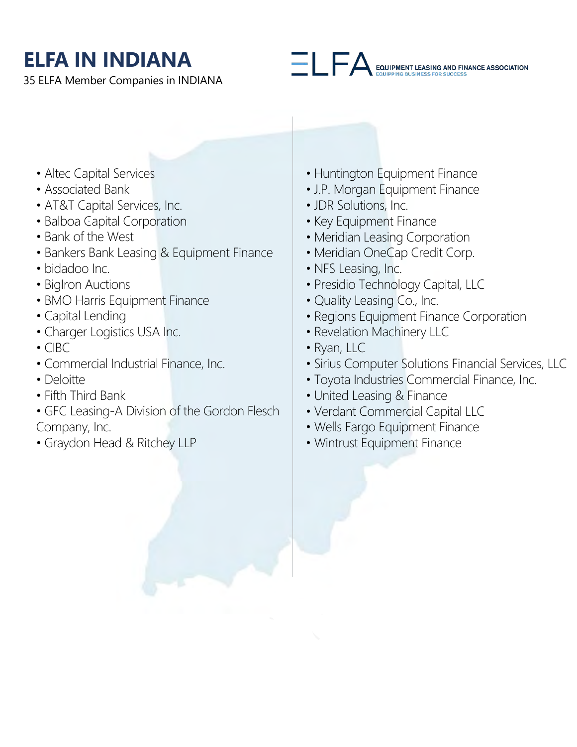# ELFA IN INDIANA

35 ELFA Member Companies in INDIANA

EQUIPMENT LEASING AND FINANCE ASSOCIATION
EQUIPPING BUSINESS FOR SUCCESS

- Altec Capital Services
- Associated Bank
- AT&T Capital Services, Inc.
- Balboa Capital Corporation
- Bank of the West
- Bankers Bank Leasing & Equipment Finance
- bidadoo Inc.
- BigIron Auctions
- BMO Harris Equipment Finance
- Capital Lending
- Charger Logistics USA Inc.
- CIBC
- Commercial Industrial Finance, Inc.
- Deloitte
- Fifth Third Bank
- GFC Leasing-A Division of the Gordon Flesch Company, Inc.
- Graydon Head & Ritchey LLP
- Huntington Equipment Finance
- J.P. Morgan Equipment Finance
- JDR Solutions, Inc.
- Key Equipment Finance
- Meridian Leasing Corporation
- Meridian OneCap Credit Corp.
- NFS Leasing, Inc.
- Presidio Technology Capital, LLC
- Quality Leasing Co., Inc.
- Regions Equipment Finance Corporation
- Revelation Machinery LLC
- Ryan, LLC
- Sirius Computer Solutions Financial Services, LLC
- Toyota Industries Commercial Finance, Inc.
- United Leasing & Finance
- Verdant Commercial Capital LLC
- Wells Fargo Equipment Finance
- Wintrust Equipment Finance